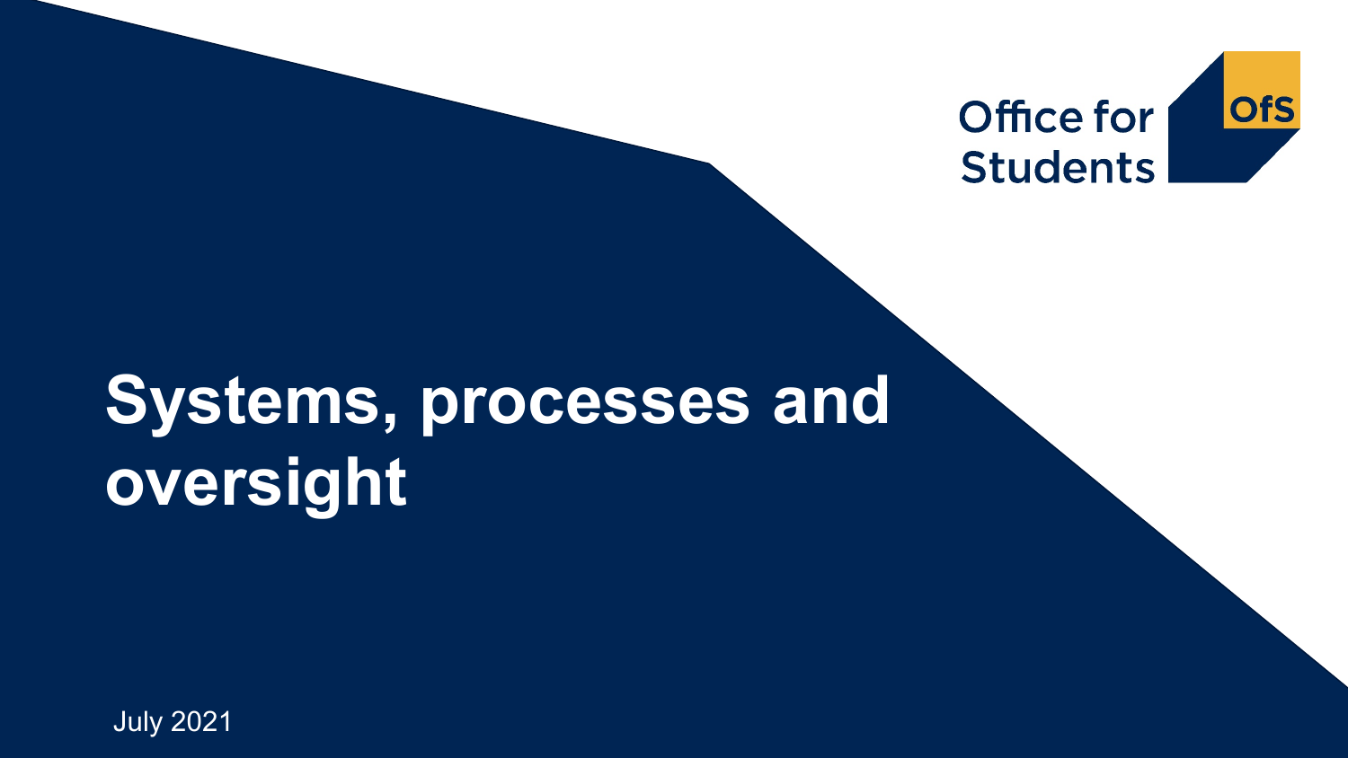Office for Students

OfS

# Systems, processes and oversight

July 2021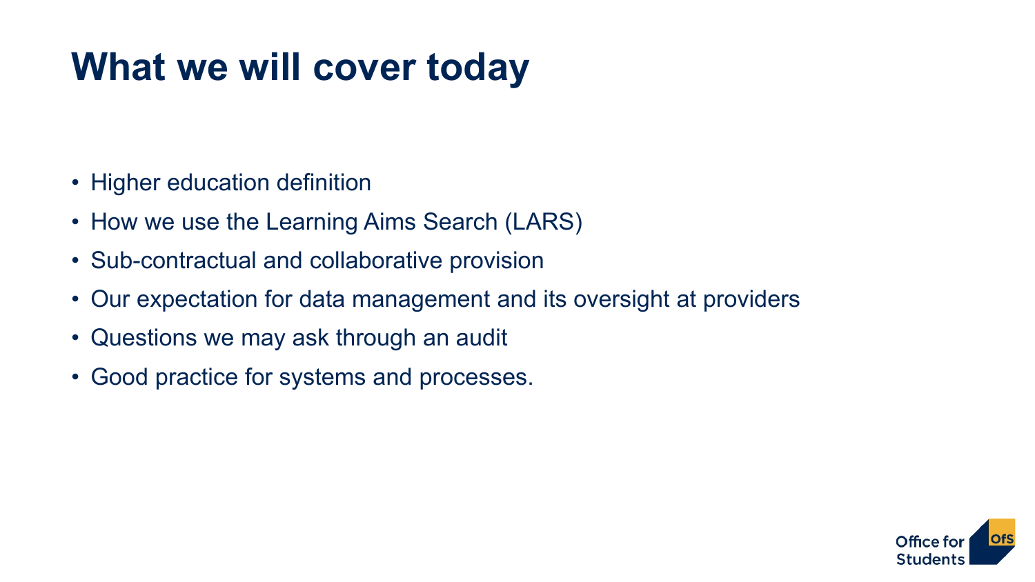# What we will cover today

- Higher education definition
- How we use the Learning Aims Search (LARS)
- Sub-contractual and collaborative provision
- Our expectation for data management and its oversight at providers
- Questions we may ask through an audit
- Good practice for systems and processes.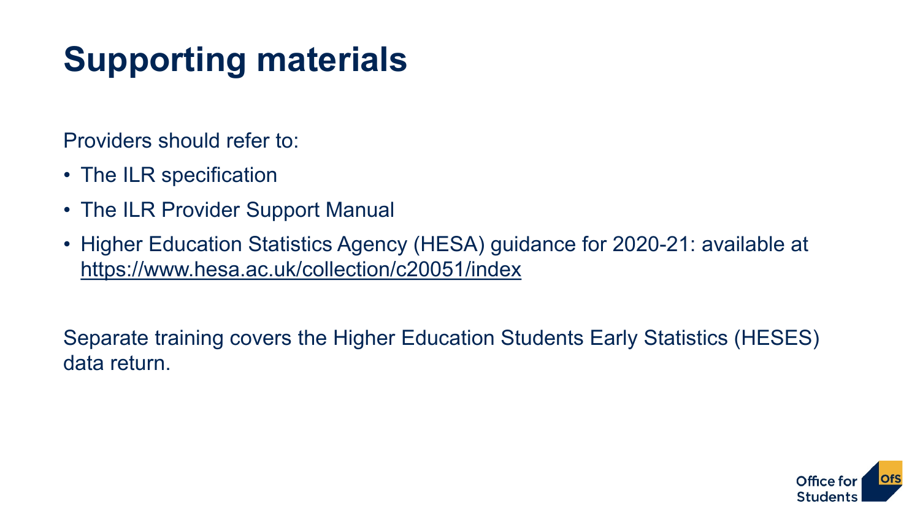# Supporting materials

Providers should refer to:

- The ILR specification
- The ILR Provider Support Manual
- Higher Education Statistics Agency (HESA) guidance for 2020-21: available at https://www.hesa.ac.uk/collection/c20051/index

Separate training covers the Higher Education Students Early Statistics (HESES) data return.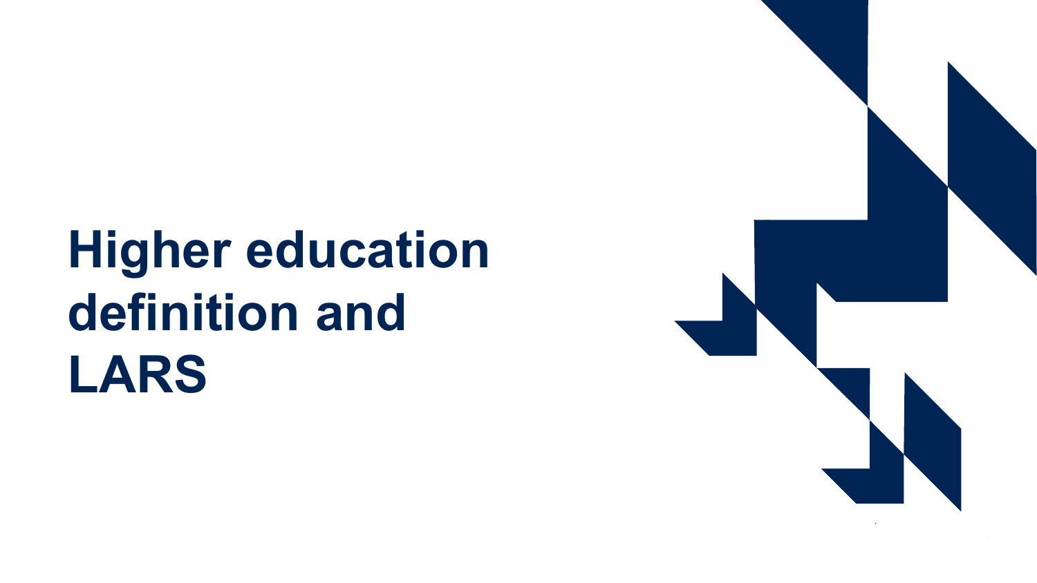# Higher education definition and LARS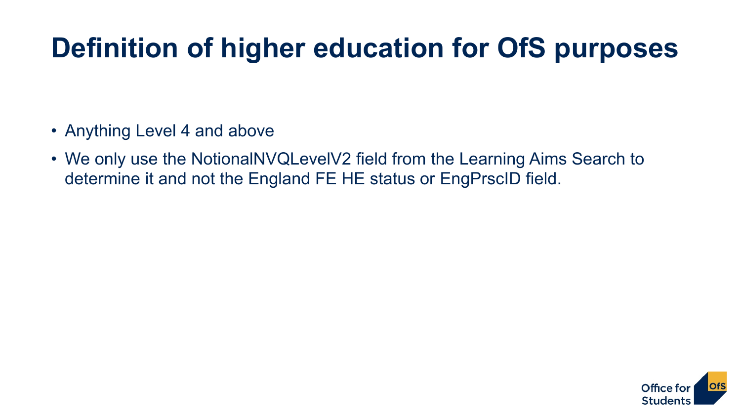# Definition of higher education for OfS purposes

- Anything Level 4 and above
- We only use the NotionalNVQLevelV2 field from the Learning Aims Search to determine it and not the England FE HE status or EngPrscID field.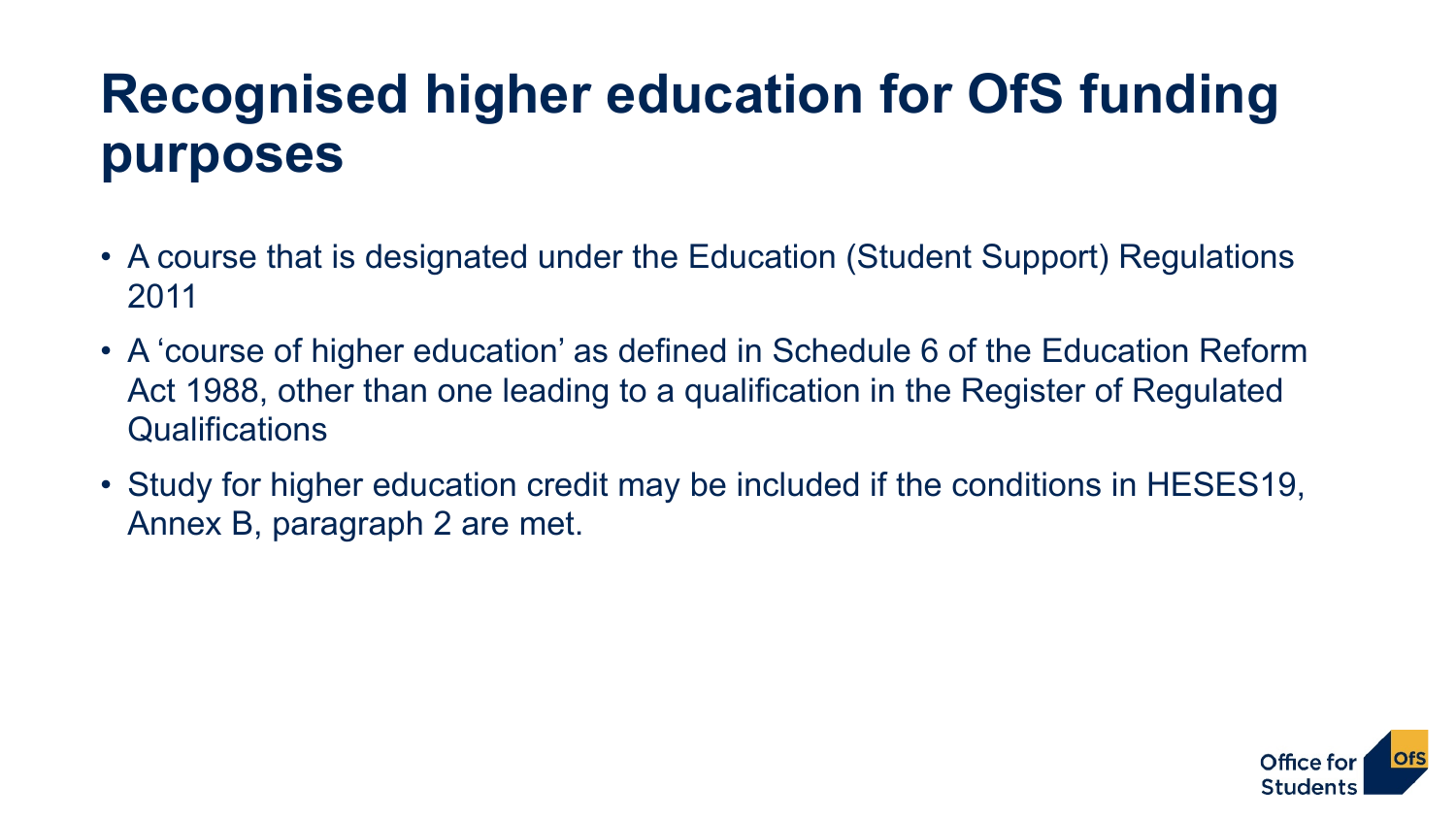# Recognised higher education for OfS funding purposes

- A course that is designated under the Education (Student Support) Regulations 2011
- A 'course of higher education' as defined in Schedule 6 of the Education Reform Act 1988, other than one leading to a qualification in the Register of Regulated Qualifications
- Study for higher education credit may be included if the conditions in HESES19, Annex B, paragraph 2 are met.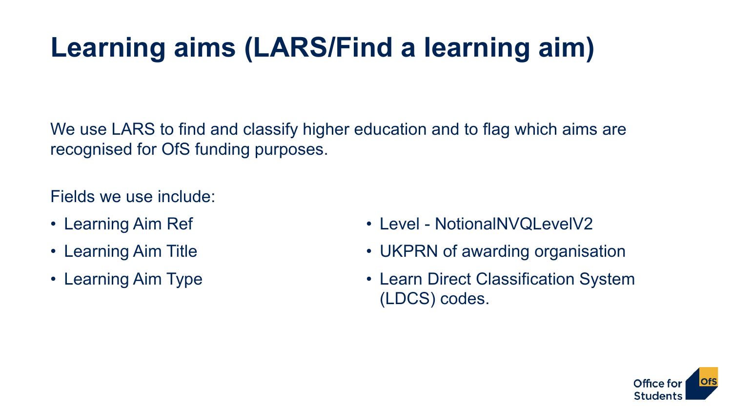# Learning aims (LARS/Find a learning aim)

We use LARS to find and classify higher education and to flag which aims are recognised for OfS funding purposes.

Fields we use include:

- Learning Aim Ref
- Learning Aim Title
- Learning Aim Type
- Level - NotionalNVQLevelV2
- UKPRN of awarding organisation
- Learn Direct Classification System (LDCS) codes.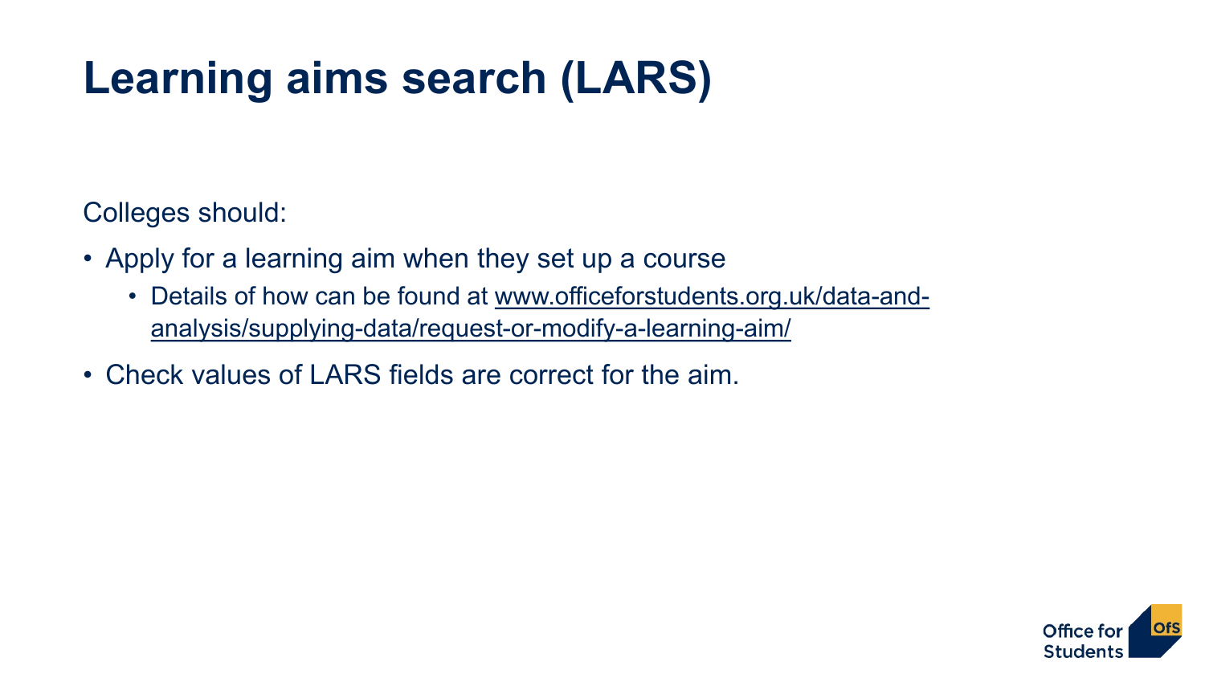# Learning aims search (LARS)

Colleges should:

- Apply for a learning aim when they set up a course
  - Details of how can be found at www.officeforstudents.org.uk/data-and-analysis/supplying-data/request-or-modify-a-learning-aim/
- Check values of LARS fields are correct for the aim.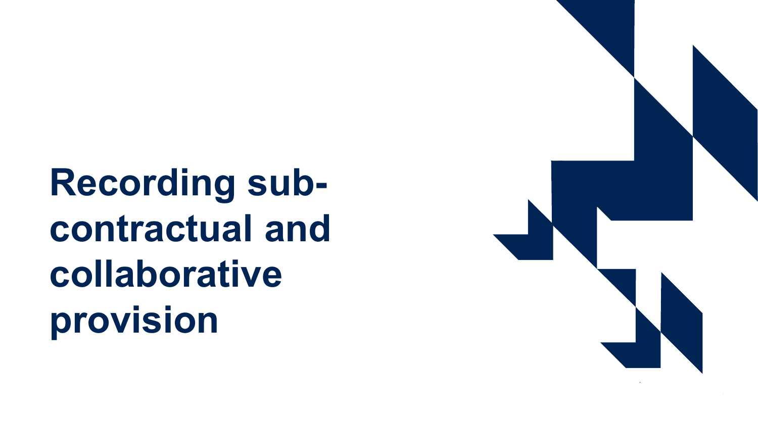# Recording sub-contractual and collaborative provision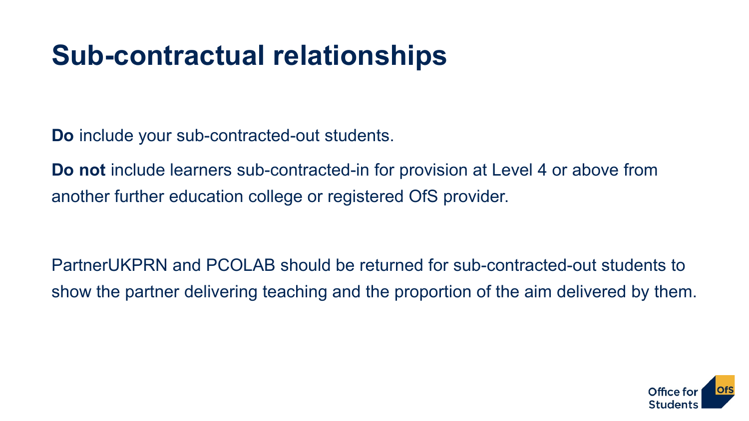# Sub-contractual relationships

**Do** include your sub-contracted-out students.

**Do not** include learners sub-contracted-in for provision at Level 4 or above from another further education college or registered OfS provider.

PartnerUKPRN and PCOLAB should be returned for sub-contracted-out students to show the partner delivering teaching and the proportion of the aim delivered by them.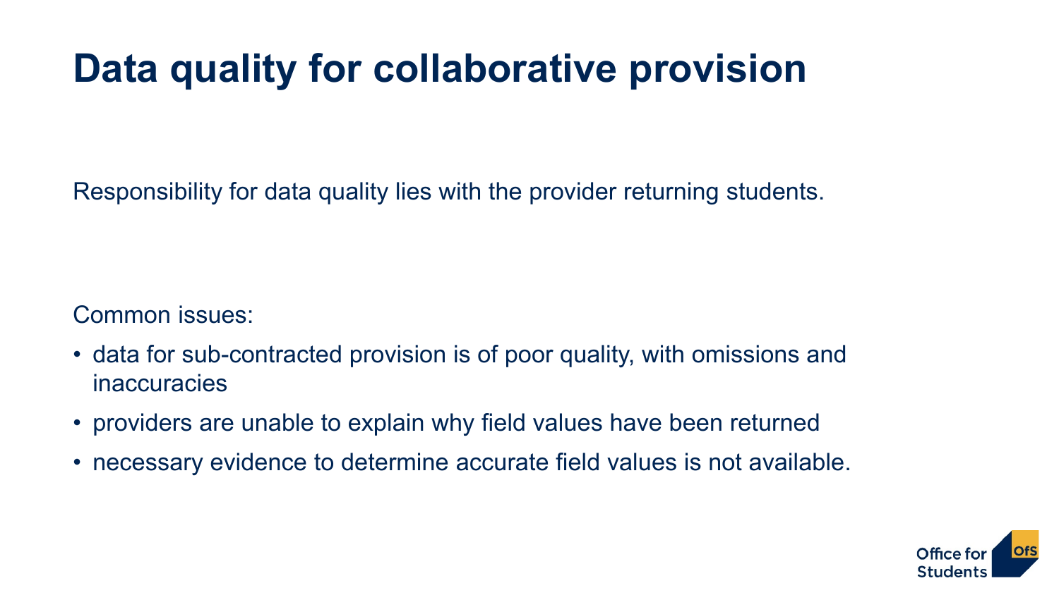# Data quality for collaborative provision

Responsibility for data quality lies with the provider returning students.

Common issues:

- data for sub-contracted provision is of poor quality, with omissions and inaccuracies
- providers are unable to explain why field values have been returned
- necessary evidence to determine accurate field values is not available.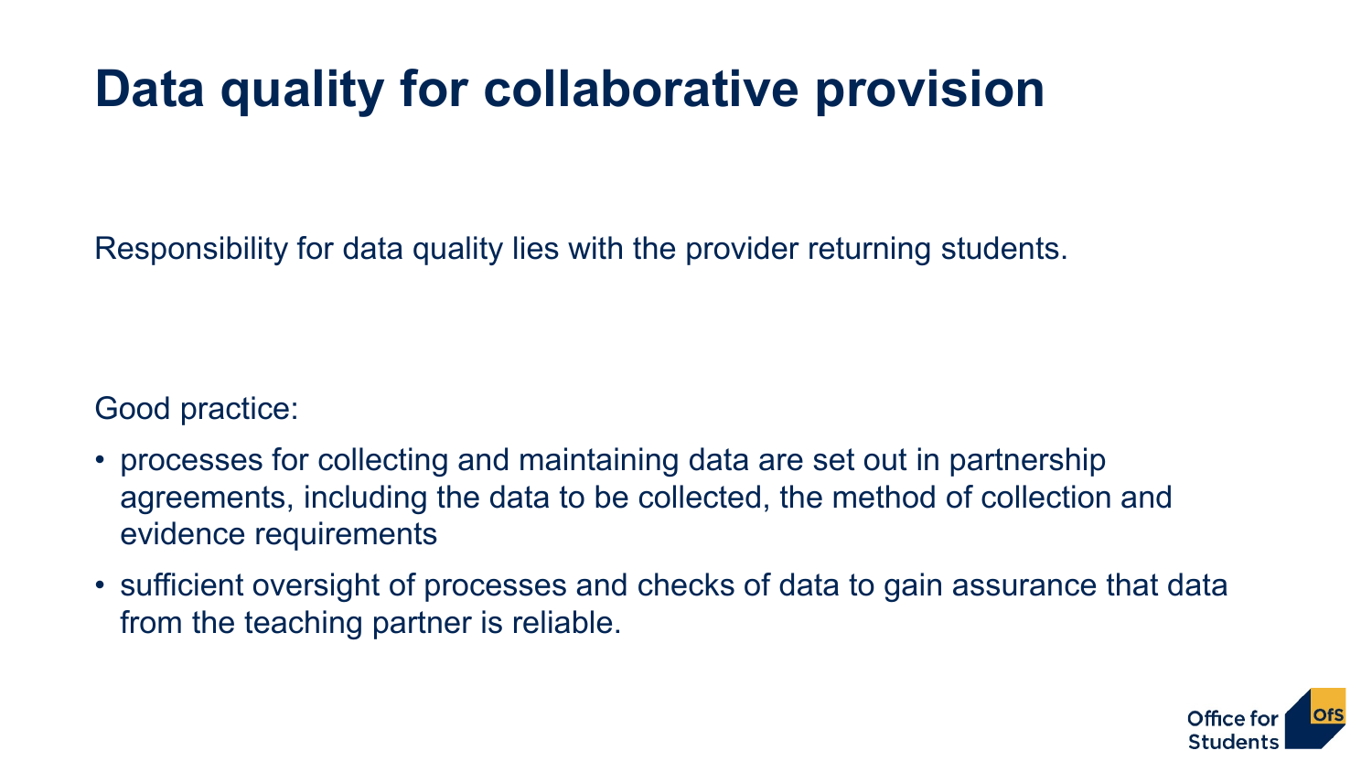# Data quality for collaborative provision

Responsibility for data quality lies with the provider returning students.

Good practice:

- processes for collecting and maintaining data are set out in partnership agreements, including the data to be collected, the method of collection and evidence requirements
- sufficient oversight of processes and checks of data to gain assurance that data from the teaching partner is reliable.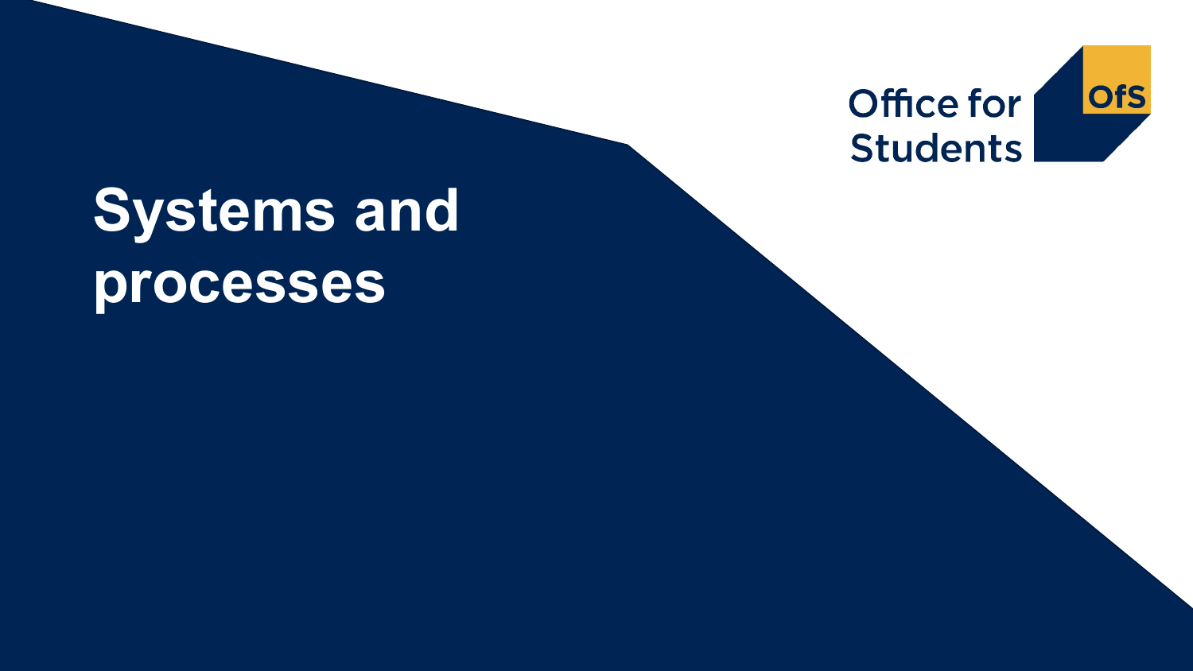# Systems and processes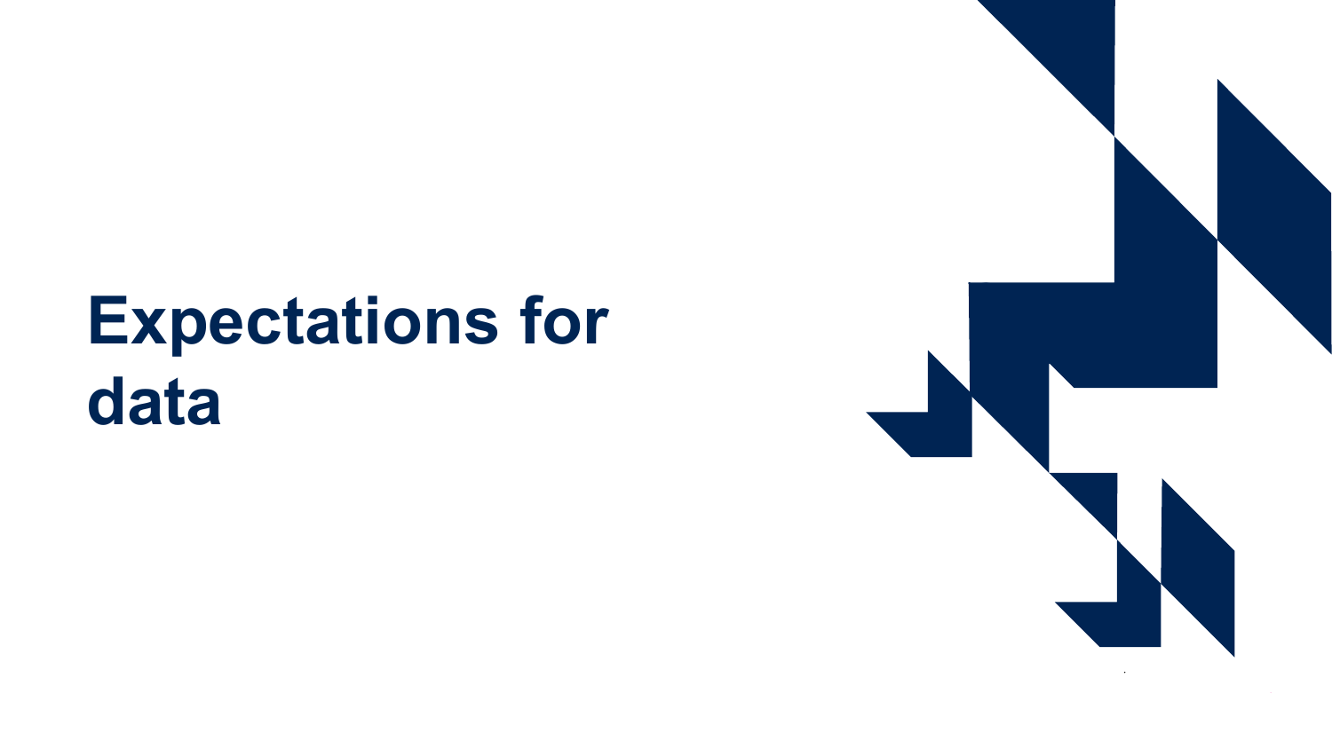# Expectations for data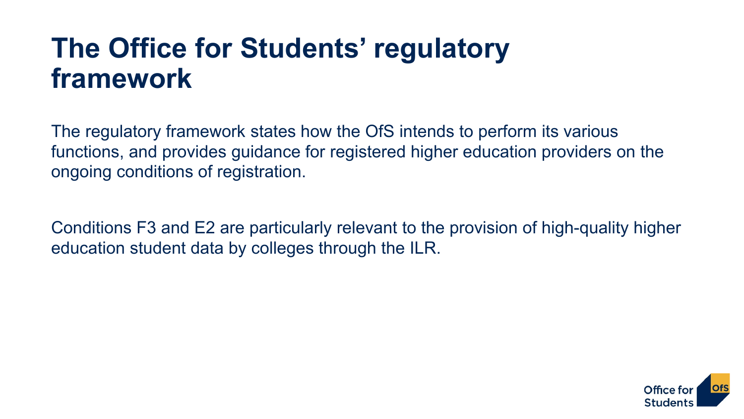# The Office for Students' regulatory framework

The regulatory framework states how the OfS intends to perform its various functions, and provides guidance for registered higher education providers on the ongoing conditions of registration.

Conditions F3 and E2 are particularly relevant to the provision of high-quality higher education student data by colleges through the ILR.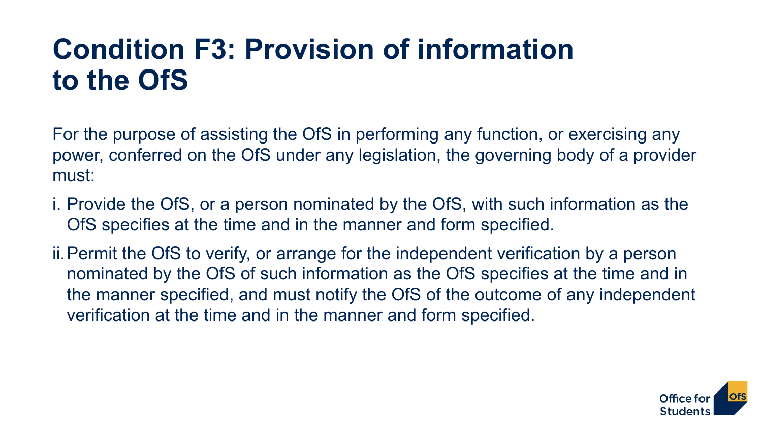# Condition F3: Provision of information to the OfS

For the purpose of assisting the OfS in performing any function, or exercising any power, conferred on the OfS under any legislation, the governing body of a provider must:

i. Provide the OfS, or a person nominated by the OfS, with such information as the OfS specifies at the time and in the manner and form specified.

ii. Permit the OfS to verify, or arrange for the independent verification by a person nominated by the OfS of such information as the OfS specifies at the time and in the manner specified, and must notify the OfS of the outcome of any independent verification at the time and in the manner and form specified.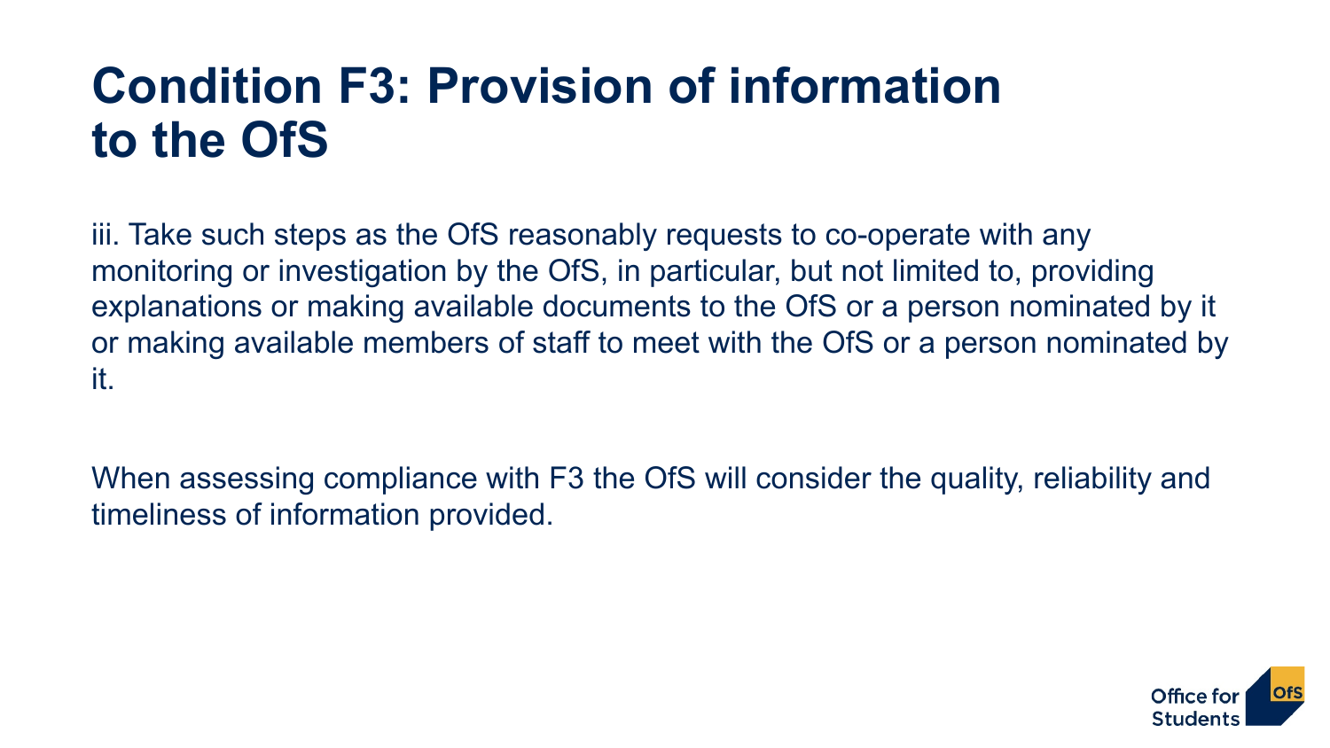# Condition F3: Provision of information to the OfS

iii. Take such steps as the OfS reasonably requests to co-operate with any monitoring or investigation by the OfS, in particular, but not limited to, providing explanations or making available documents to the OfS or a person nominated by it or making available members of staff to meet with the OfS or a person nominated by it.

When assessing compliance with F3 the OfS will consider the quality, reliability and timeliness of information provided.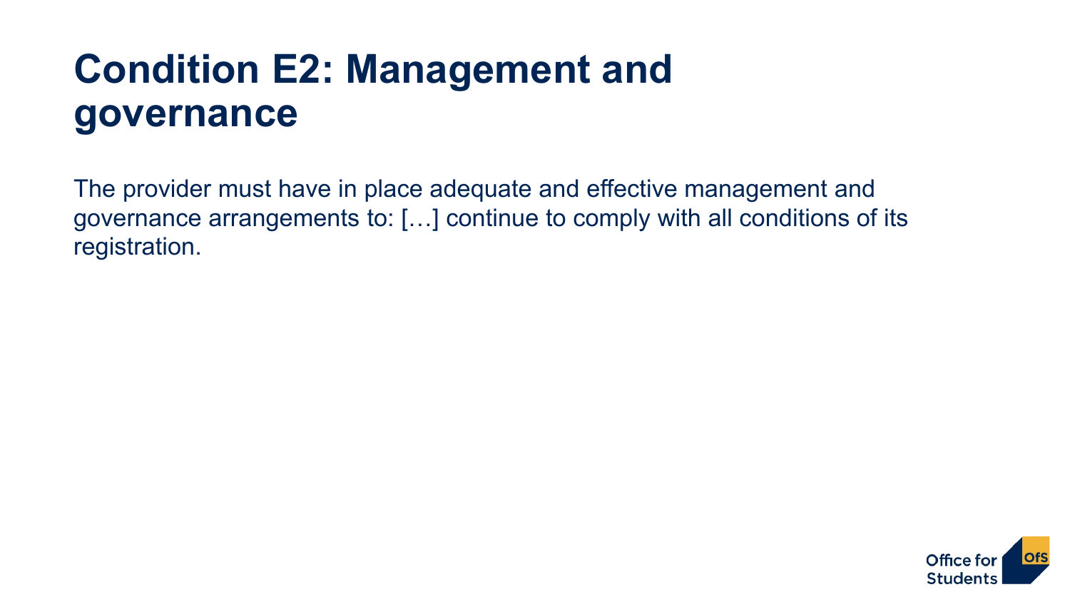# Condition E2: Management and governance

The provider must have in place adequate and effective management and governance arrangements to: […] continue to comply with all conditions of its registration.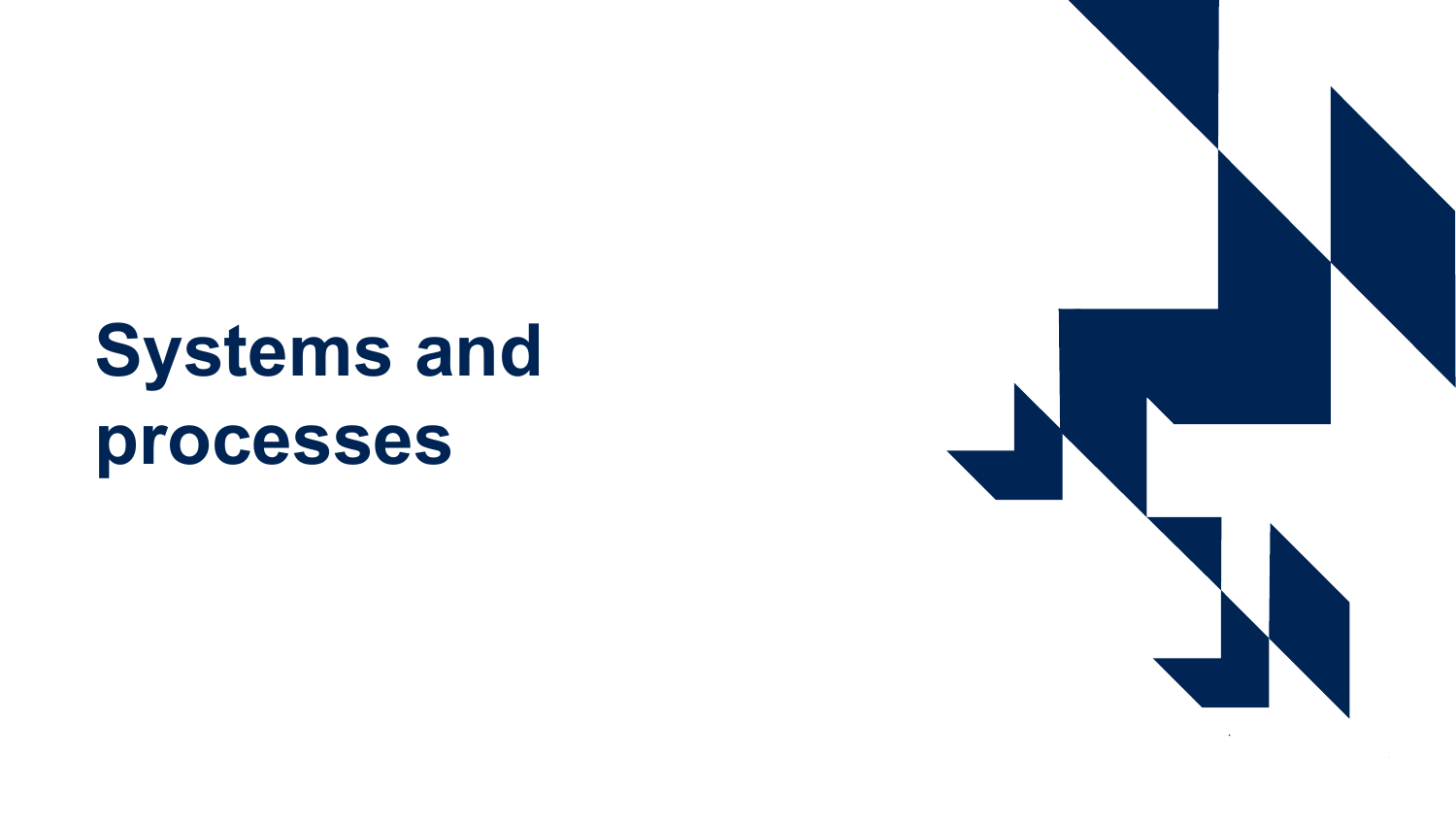# Systems and processes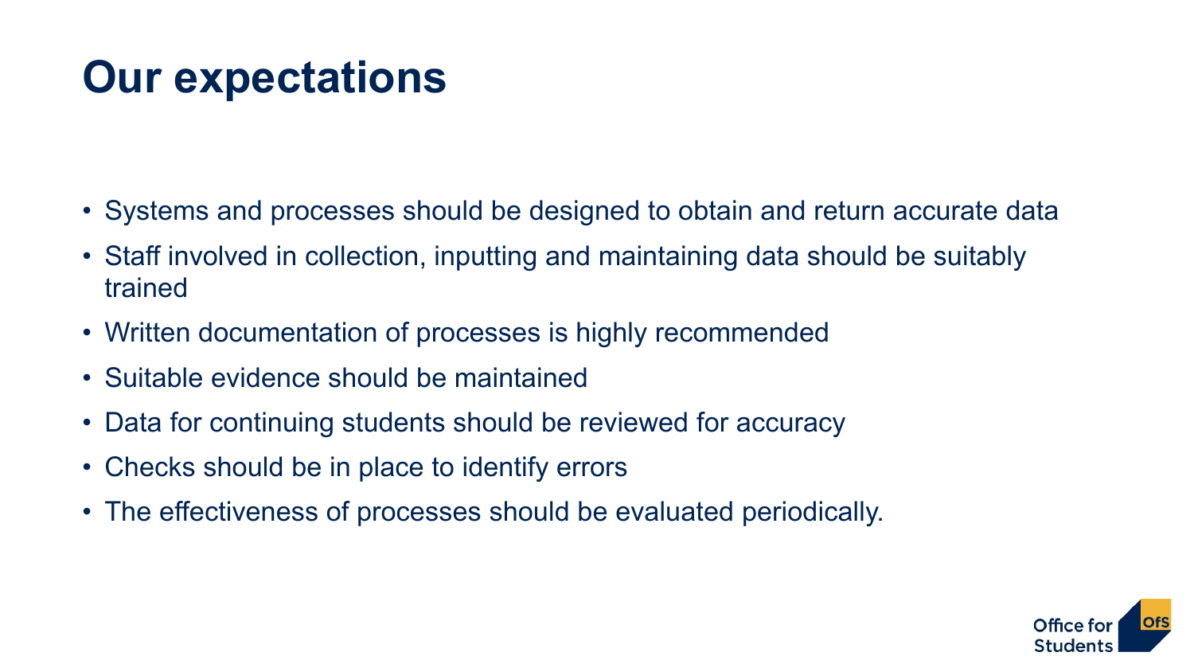# Our expectations

- Systems and processes should be designed to obtain and return accurate data
- Staff involved in collection, inputting and maintaining data should be suitably trained
- Written documentation of processes is highly recommended
- Suitable evidence should be maintained
- Data for continuing students should be reviewed for accuracy
- Checks should be in place to identify errors
- The effectiveness of processes should be evaluated periodically.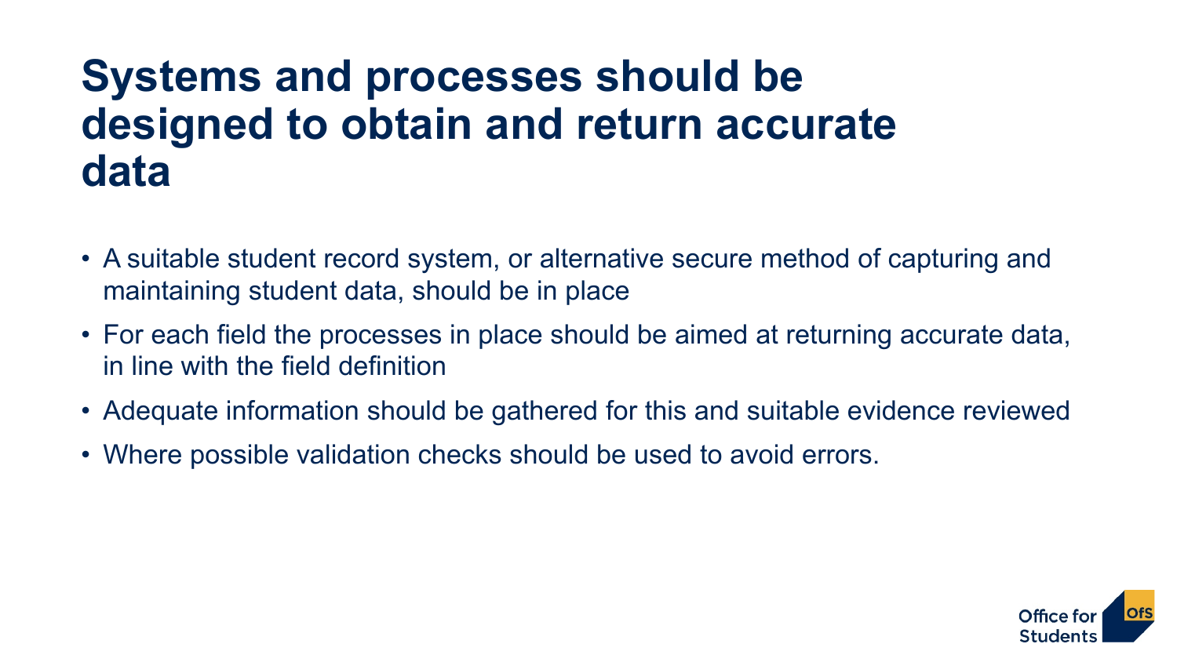# Systems and processes should be designed to obtain and return accurate data

- A suitable student record system, or alternative secure method of capturing and maintaining student data, should be in place
- For each field the processes in place should be aimed at returning accurate data, in line with the field definition
- Adequate information should be gathered for this and suitable evidence reviewed
- Where possible validation checks should be used to avoid errors.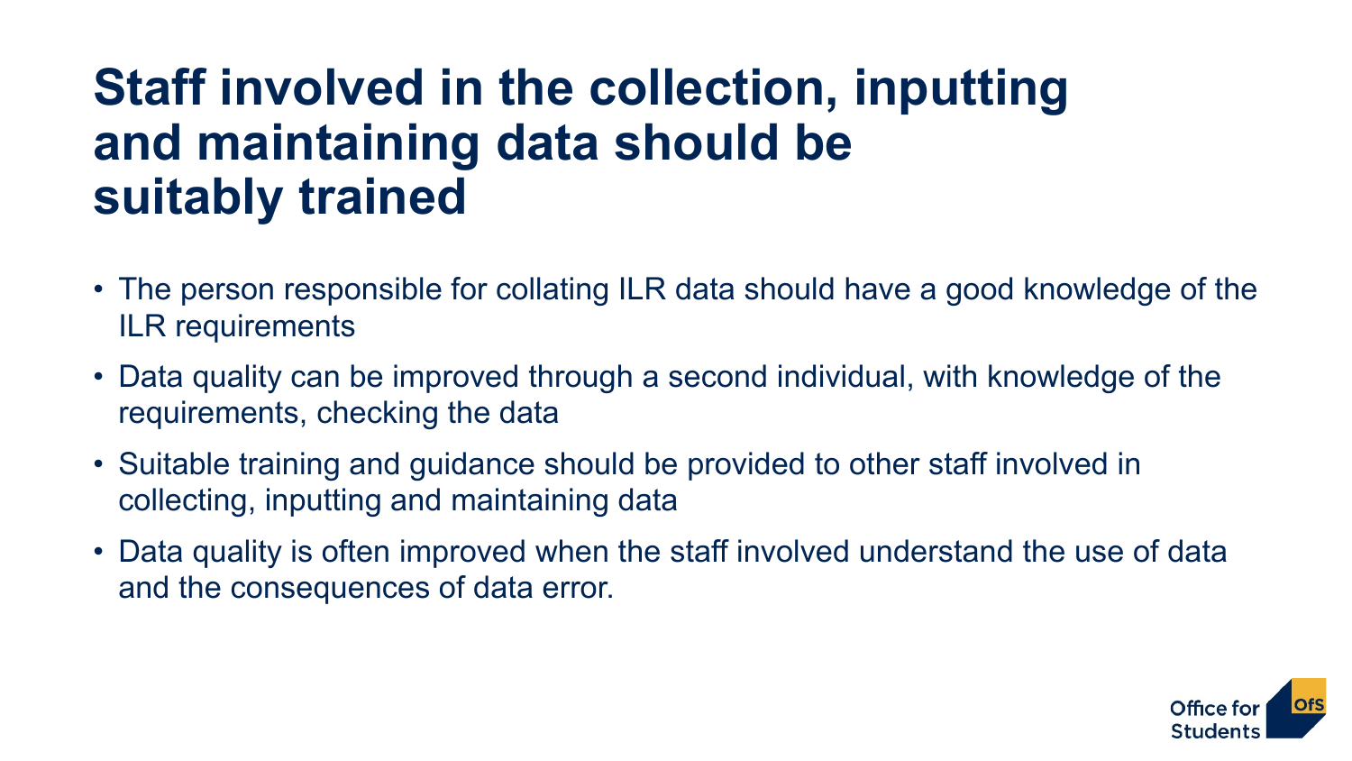# Staff involved in the collection, inputting and maintaining data should be suitably trained

- The person responsible for collating ILR data should have a good knowledge of the ILR requirements
- Data quality can be improved through a second individual, with knowledge of the requirements, checking the data
- Suitable training and guidance should be provided to other staff involved in collecting, inputting and maintaining data
- Data quality is often improved when the staff involved understand the use of data and the consequences of data error.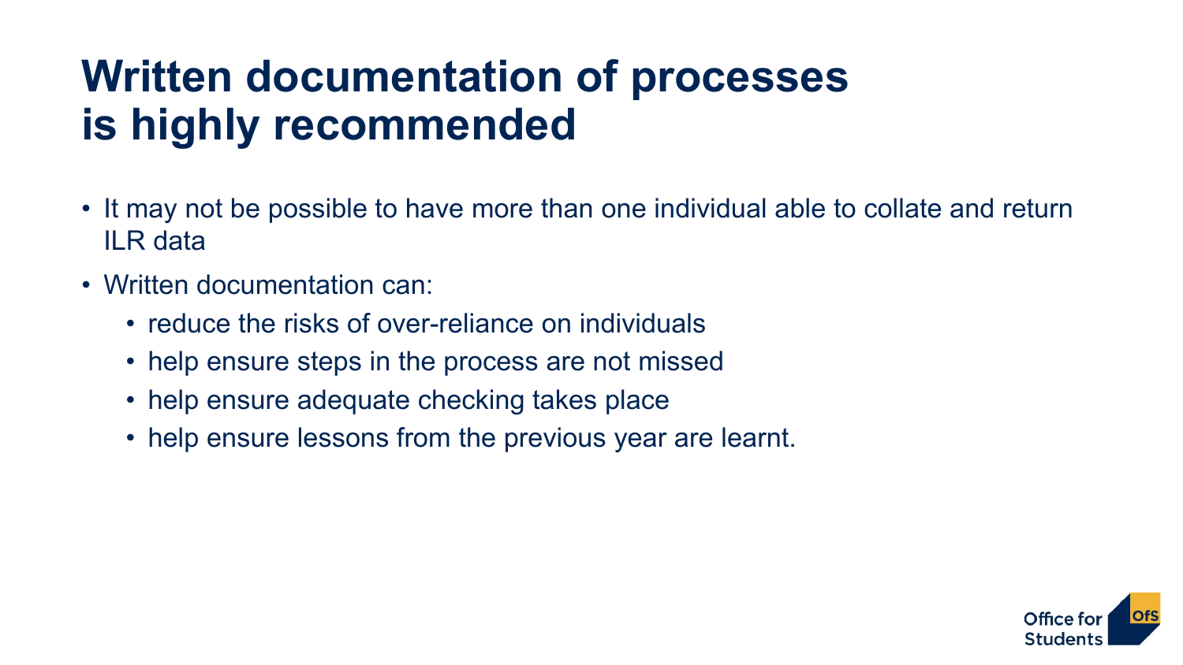# Written documentation of processes is highly recommended

- It may not be possible to have more than one individual able to collate and return ILR data
- Written documentation can:
  - reduce the risks of over-reliance on individuals
  - help ensure steps in the process are not missed
  - help ensure adequate checking takes place
  - help ensure lessons from the previous year are learnt.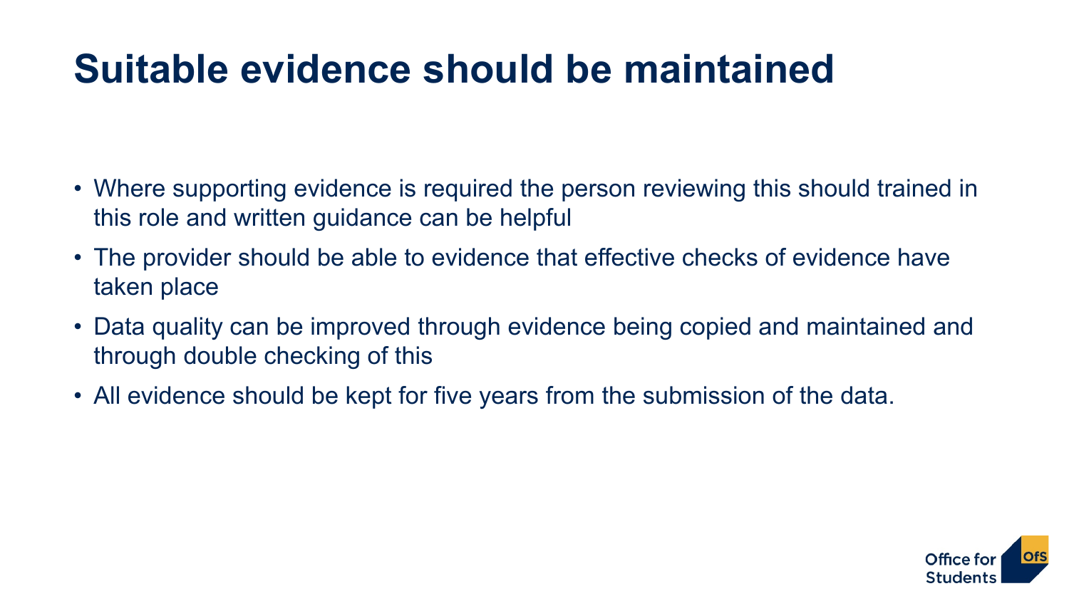# Suitable evidence should be maintained

- Where supporting evidence is required the person reviewing this should trained in this role and written guidance can be helpful
- The provider should be able to evidence that effective checks of evidence have taken place
- Data quality can be improved through evidence being copied and maintained and through double checking of this
- All evidence should be kept for five years from the submission of the data.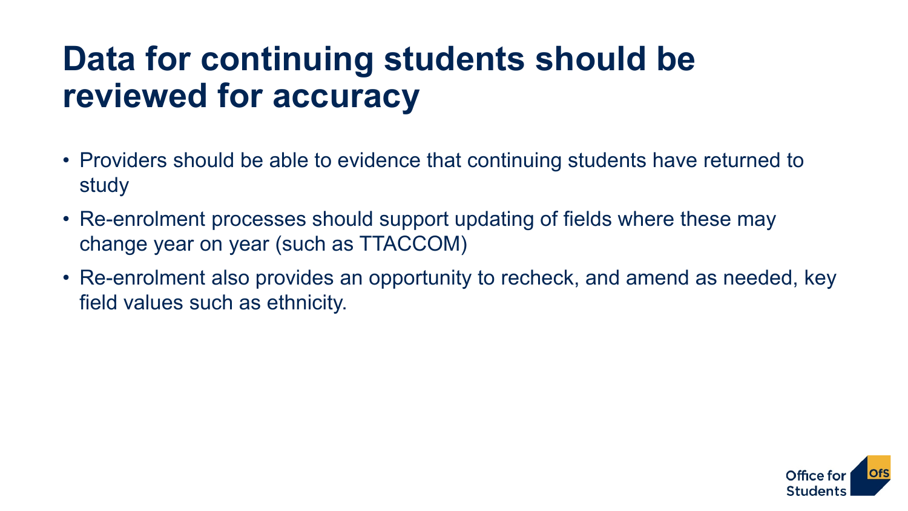# Data for continuing students should be reviewed for accuracy

- Providers should be able to evidence that continuing students have returned to study
- Re-enrolment processes should support updating of fields where these may change year on year (such as TTACCOM)
- Re-enrolment also provides an opportunity to recheck, and amend as needed, key field values such as ethnicity.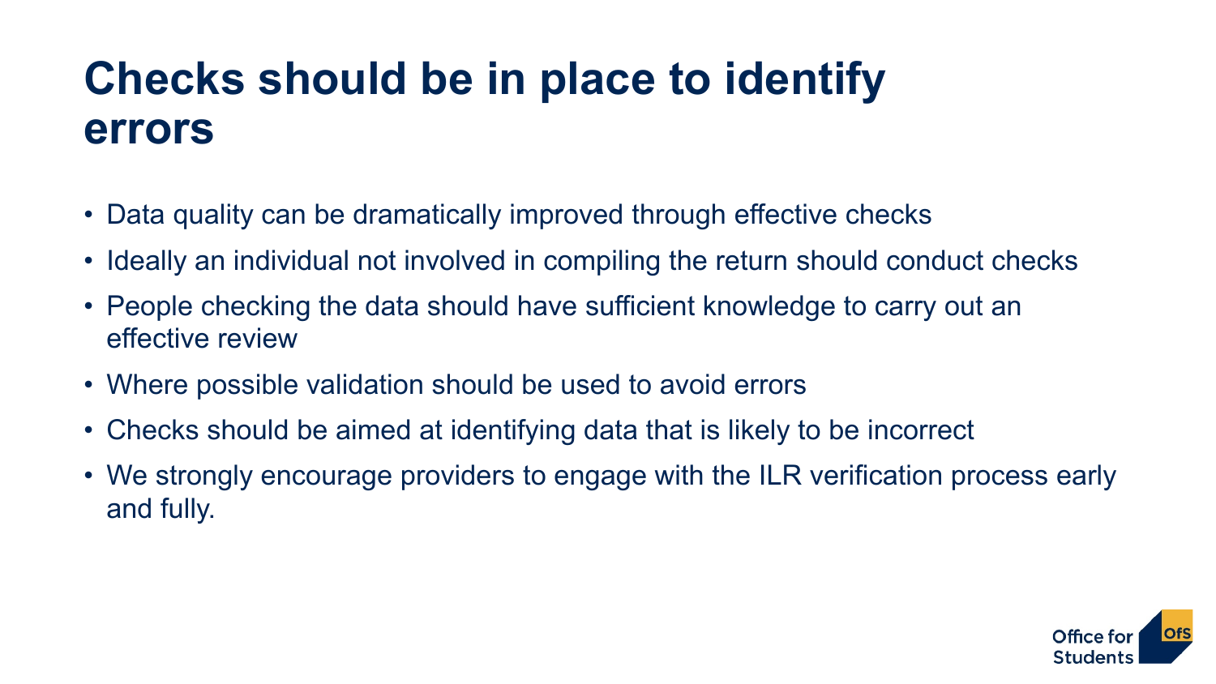# Checks should be in place to identify errors

- Data quality can be dramatically improved through effective checks
- Ideally an individual not involved in compiling the return should conduct checks
- People checking the data should have sufficient knowledge to carry out an effective review
- Where possible validation should be used to avoid errors
- Checks should be aimed at identifying data that is likely to be incorrect
- We strongly encourage providers to engage with the ILR verification process early and fully.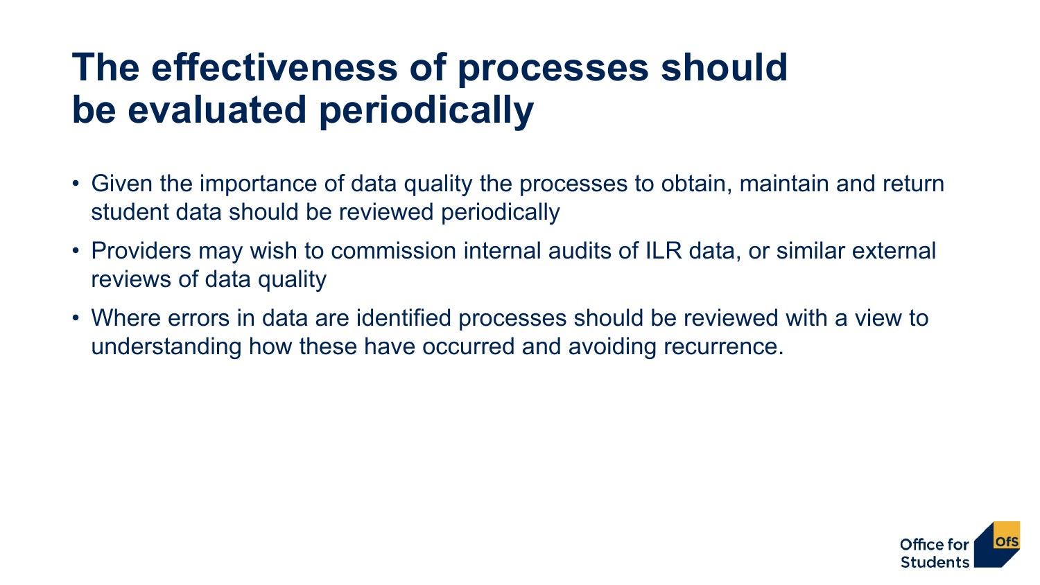# The effectiveness of processes should be evaluated periodically

- Given the importance of data quality the processes to obtain, maintain and return student data should be reviewed periodically
- Providers may wish to commission internal audits of ILR data, or similar external reviews of data quality
- Where errors in data are identified processes should be reviewed with a view to understanding how these have occurred and avoiding recurrence.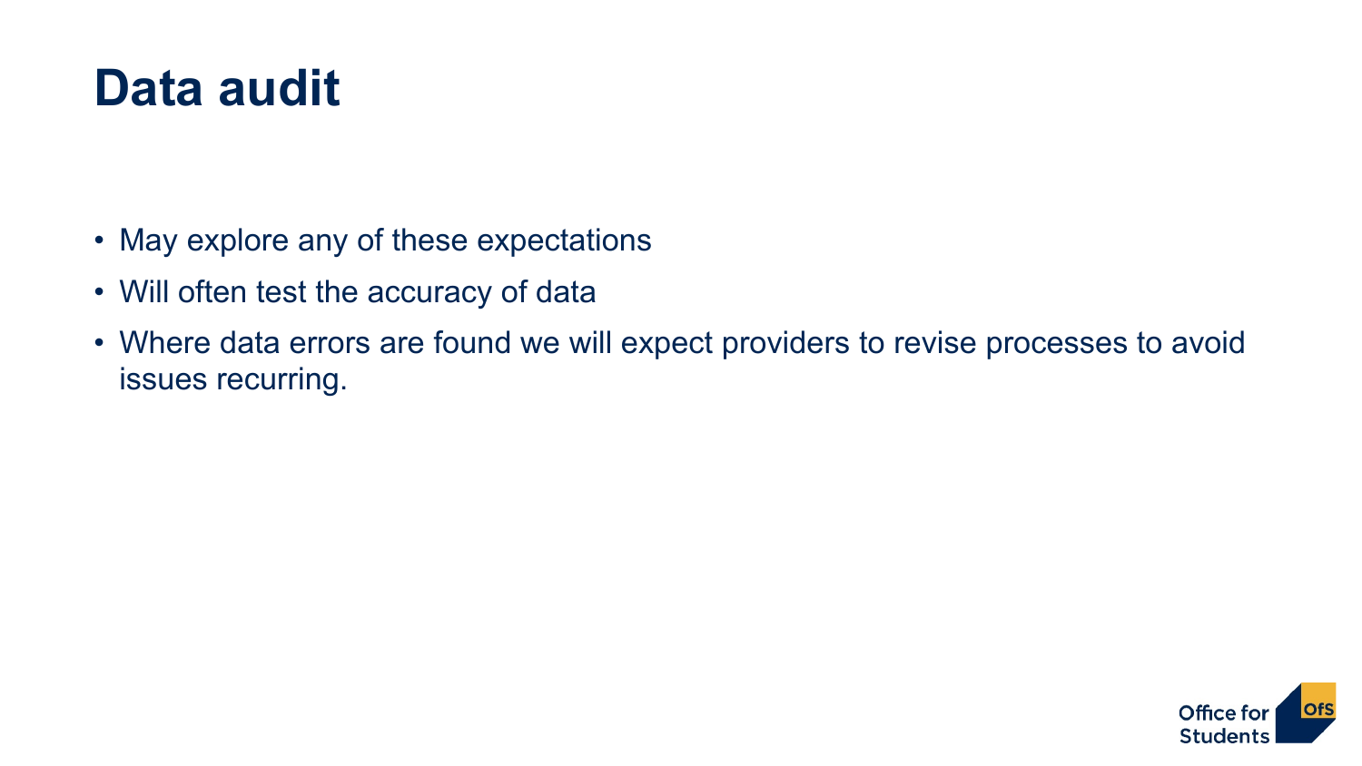# Data audit

- May explore any of these expectations
- Will often test the accuracy of data
- Where data errors are found we will expect providers to revise processes to avoid issues recurring.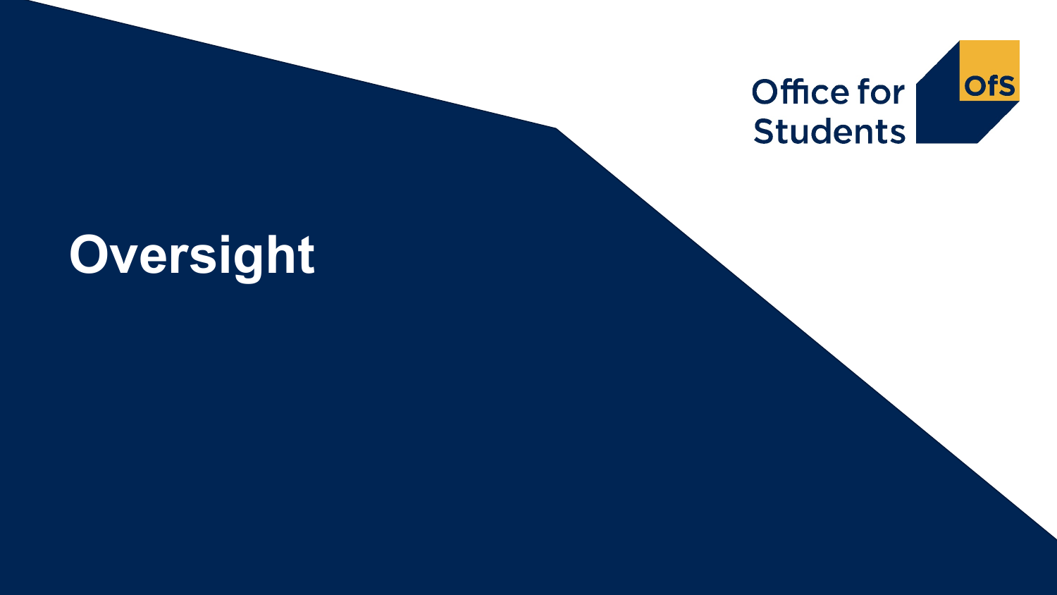# Oversight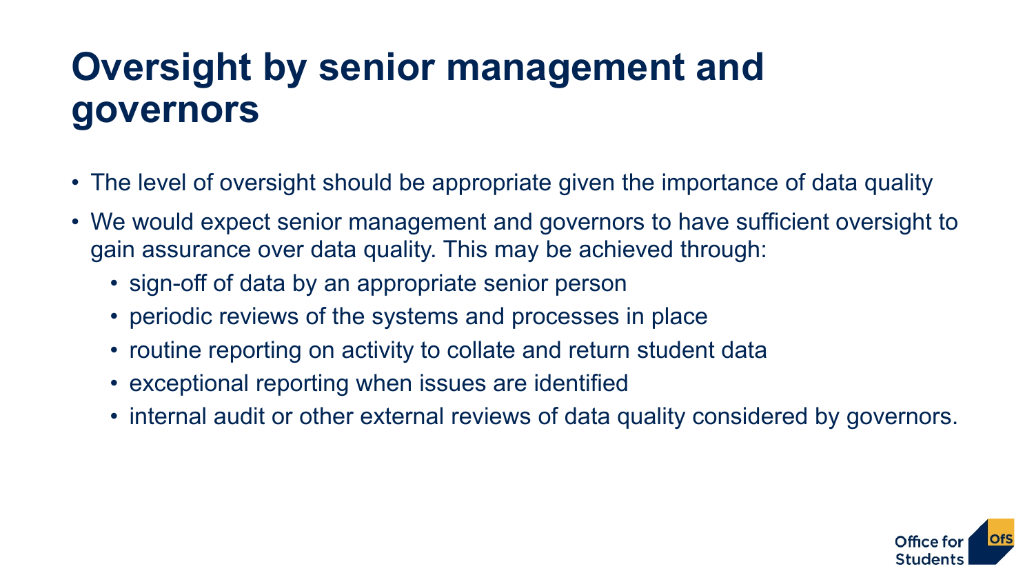# Oversight by senior management and governors

- The level of oversight should be appropriate given the importance of data quality
- We would expect senior management and governors to have sufficient oversight to gain assurance over data quality. This may be achieved through:
  - sign-off of data by an appropriate senior person
  - periodic reviews of the systems and processes in place
  - routine reporting on activity to collate and return student data
  - exceptional reporting when issues are identified
  - internal audit or other external reviews of data quality considered by governors.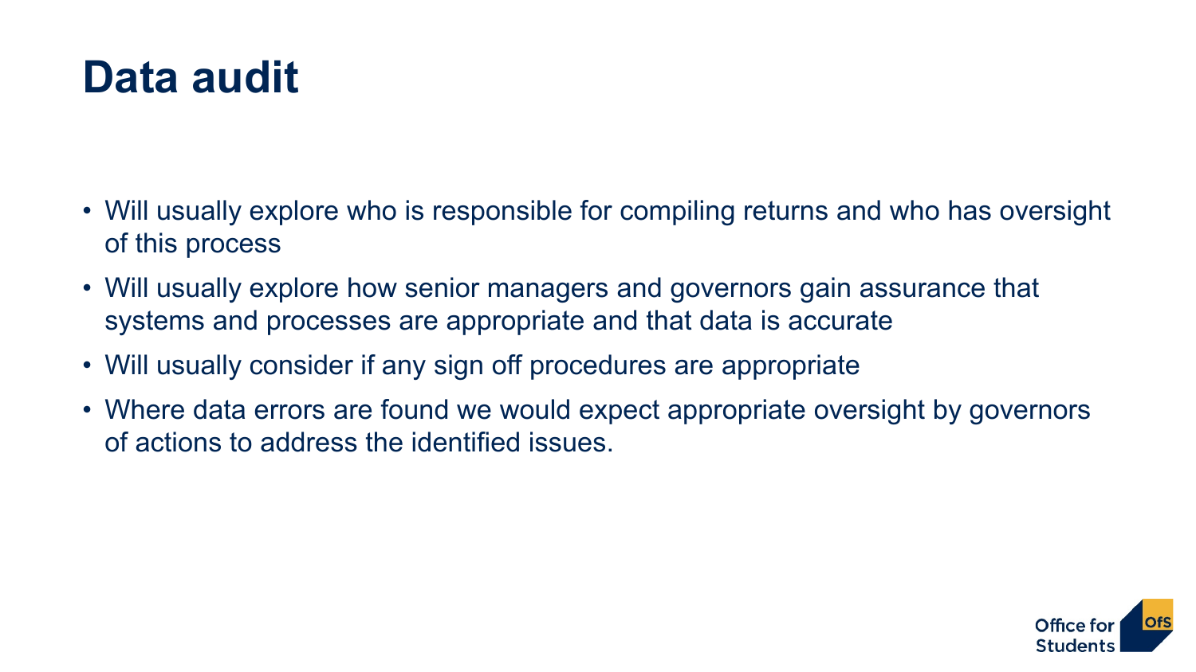# Data audit

- Will usually explore who is responsible for compiling returns and who has oversight of this process
- Will usually explore how senior managers and governors gain assurance that systems and processes are appropriate and that data is accurate
- Will usually consider if any sign off procedures are appropriate
- Where data errors are found we would expect appropriate oversight by governors of actions to address the identified issues.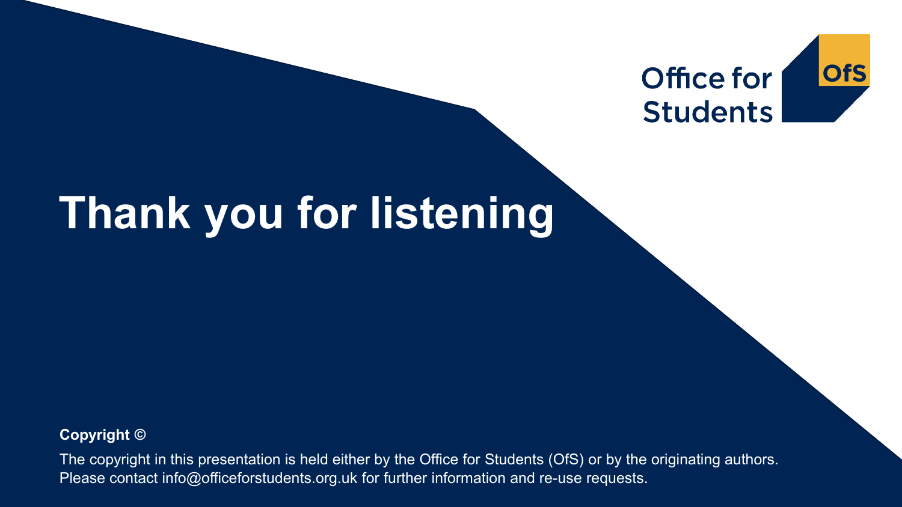Office for Students

OfS

# Thank you for listening

**Copyright ©**

The copyright in this presentation is held either by the Office for Students (OfS) or by the originating authors. Please contact info@officeforstudents.org.uk for further information and re-use requests.